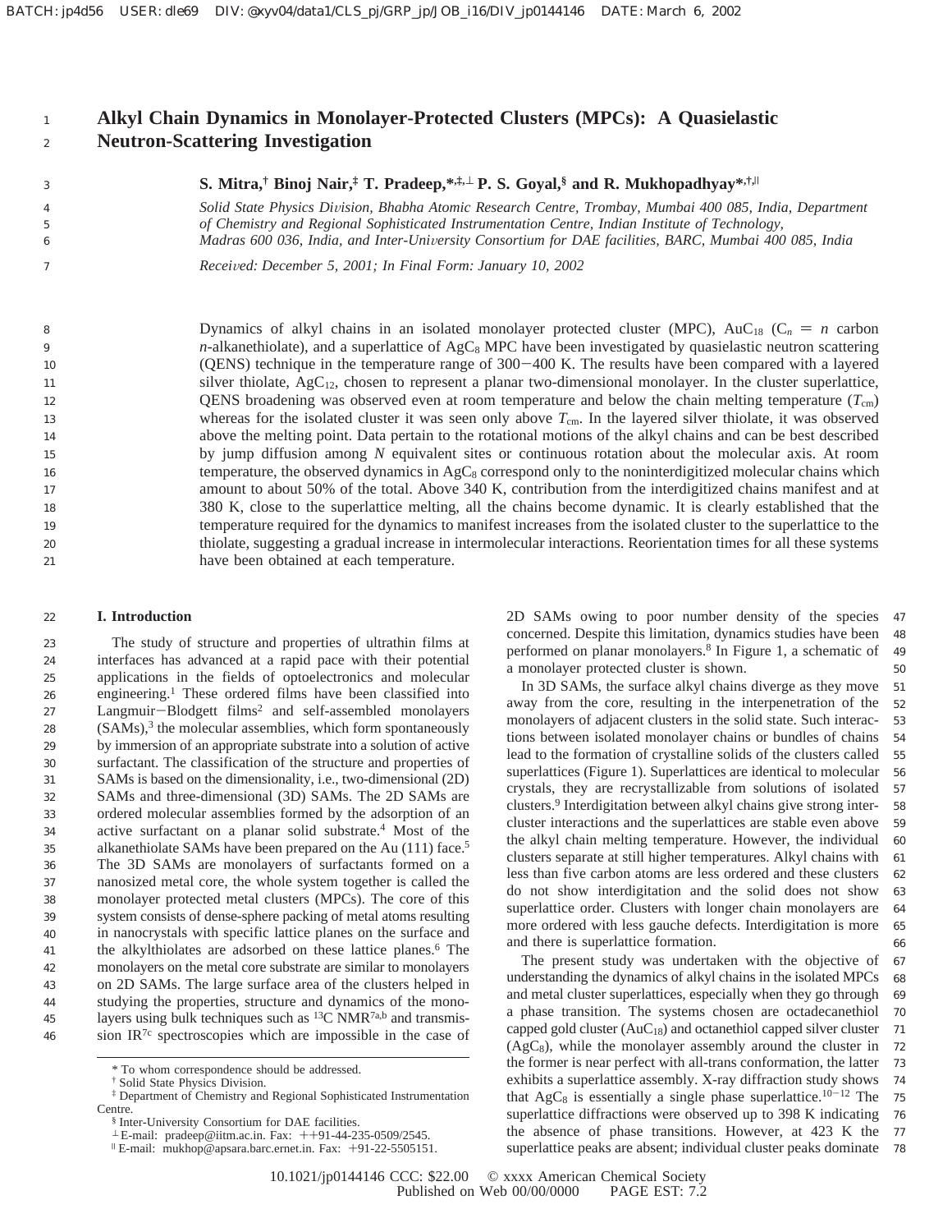# Alkyl Chain Dynamics in Monolayer-Protected Clusters (MPCs): A Quasielastic Neutron-Scattering Investigation

**S. Mitra,[†] Binoj Nair,[‡] T. Pradeep,*[,‡,⊥] P. S. Goyal,[§] and R. Mukhopadhyay*[,†,||]**

*Solid State Physics Division, Bhabha Atomic Research Centre, Trombay, Mumbai 400 085, India, Department of Chemistry and Regional Sophisticated Instrumentation Centre, Indian Institute of Technology, Madras 600 036, India, and Inter-University Consortium for DAE facilities, BARC, Mumbai 400 085, India*

*Received: December 5, 2001; In Final Form: January 10, 2002*

Dynamics of alkyl chains in an isolated monolayer protected cluster (MPC), $AuC_{18}$ ($C_n$ = $n$ carbon $n$-alkanethiolate), and a superlattice of $AgC_8$ MPC have been investigated by quasielastic neutron scattering (QENS) technique in the temperature range of 300−400 K. The results have been compared with a layered silver thiolate, $AgC_{12}$, chosen to represent a planar two-dimensional monolayer. In the cluster superlattice, QENS broadening was observed even at room temperature and below the chain melting temperature ($T_{cm}$) whereas for the isolated cluster it was seen only above $T_{cm}$. In the layered silver thiolate, it was observed above the melting point. Data pertain to the rotational motions of the alkyl chains and can be best described by jump diffusion among $N$ equivalent sites or continuous rotation about the molecular axis. At room temperature, the observed dynamics in $AgC_8$ correspond only to the noninterdigitized molecular chains which amount to about 50% of the total. Above 340 K, contribution from the interdigitized chains manifest and at 380 K, close to the superlattice melting, all the chains become dynamic. It is clearly established that the temperature required for the dynamics to manifest increases from the isolated cluster to the superlattice to the thiolate, suggesting a gradual increase in intermolecular interactions. Reorientation times for all these systems have been obtained at each temperature.

## I. Introduction

The study of structure and properties of ultrathin films at interfaces has advanced at a rapid pace with their potential applications in the fields of optoelectronics and molecular engineering.[1] These ordered films have been classified into Langmuir−Blodgett films[2] and self-assembled monolayers (SAMs),[3] the molecular assemblies, which form spontaneously by immersion of an appropriate substrate into a solution of active surfactant. The classification of the structure and properties of SAMs is based on the dimensionality, i.e., two-dimensional (2D) SAMs and three-dimensional (3D) SAMs. The 2D SAMs are ordered molecular assemblies formed by the adsorption of an active surfactant on a planar solid substrate.[4] Most of the alkanethiolate SAMs have been prepared on the Au (111) face.[5] The 3D SAMs are monolayers of surfactants formed on a nanosized metal core, the whole system together is called the monolayer protected metal clusters (MPCs). The core of this system consists of dense-sphere packing of metal atoms resulting in nanocrystals with specific lattice planes on the surface and the alkylthiolates are adsorbed on these lattice planes.[6] The monolayers on the metal core substrate are similar to monolayers on 2D SAMs. The large surface area of the clusters helped in studying the properties, structure and dynamics of the monolayers using bulk techniques such as $^{13}C$ NMR[7a,b] and transmission IR[7c] spectroscopies which are impossible in the case of 2D SAMs owing to poor number density of the species concerned. Despite this limitation, dynamics studies have been performed on planar monolayers.[8] In Figure 1, a schematic of a monolayer protected cluster is shown.

In 3D SAMs, the surface alkyl chains diverge as they move away from the core, resulting in the interpenetration of the monolayers of adjacent clusters in the solid state. Such interactions between isolated monolayer chains or bundles of chains lead to the formation of crystalline solids of the clusters called superlattices (Figure 1). Superlattices are identical to molecular crystals, they are recrystallizable from solutions of isolated clusters.[9] Interdigitation between alkyl chains give strong intercluster interactions and the superlattices are stable even above the alkyl chain melting temperature. However, the individual clusters separate at still higher temperatures. Alkyl chains with less than five carbon atoms are less ordered and these clusters do not show interdigitation and the solid does not show superlattice order. Clusters with longer chain monolayers are more ordered with less gauche defects. Interdigitation is more and there is superlattice formation.

The present study was undertaken with the objective of understanding the dynamics of alkyl chains in the isolated MPCs and metal cluster superlattices, especially when they go through a phase transition. The systems chosen are octadecanethiol capped gold cluster ($AuC_{18}$) and octanethiol capped silver cluster ($AgC_8$), while the monolayer assembly around the cluster in the former is near perfect with all-trans conformation, the latter exhibits a superlattice assembly. X-ray diffraction study shows that $AgC_8$ is essentially a single phase superlattice.[10−12] The superlattice diffractions were observed up to 398 K indicating the absence of phase transitions. However, at 423 K the superlattice peaks are absent; individual cluster peaks dominate

\* To whom correspondence should be addressed.
[†] Solid State Physics Division.
[‡] Department of Chemistry and Regional Sophisticated Instrumentation Centre.
[§] Inter-University Consortium for DAE facilities.
[⊥] E-mail: pradeep@iitm.ac.in. Fax: ++91-44-235-0509/2545.
[||] E-mail: mukhop@apsara.barc.ernet.in. Fax: +91-22-5505151.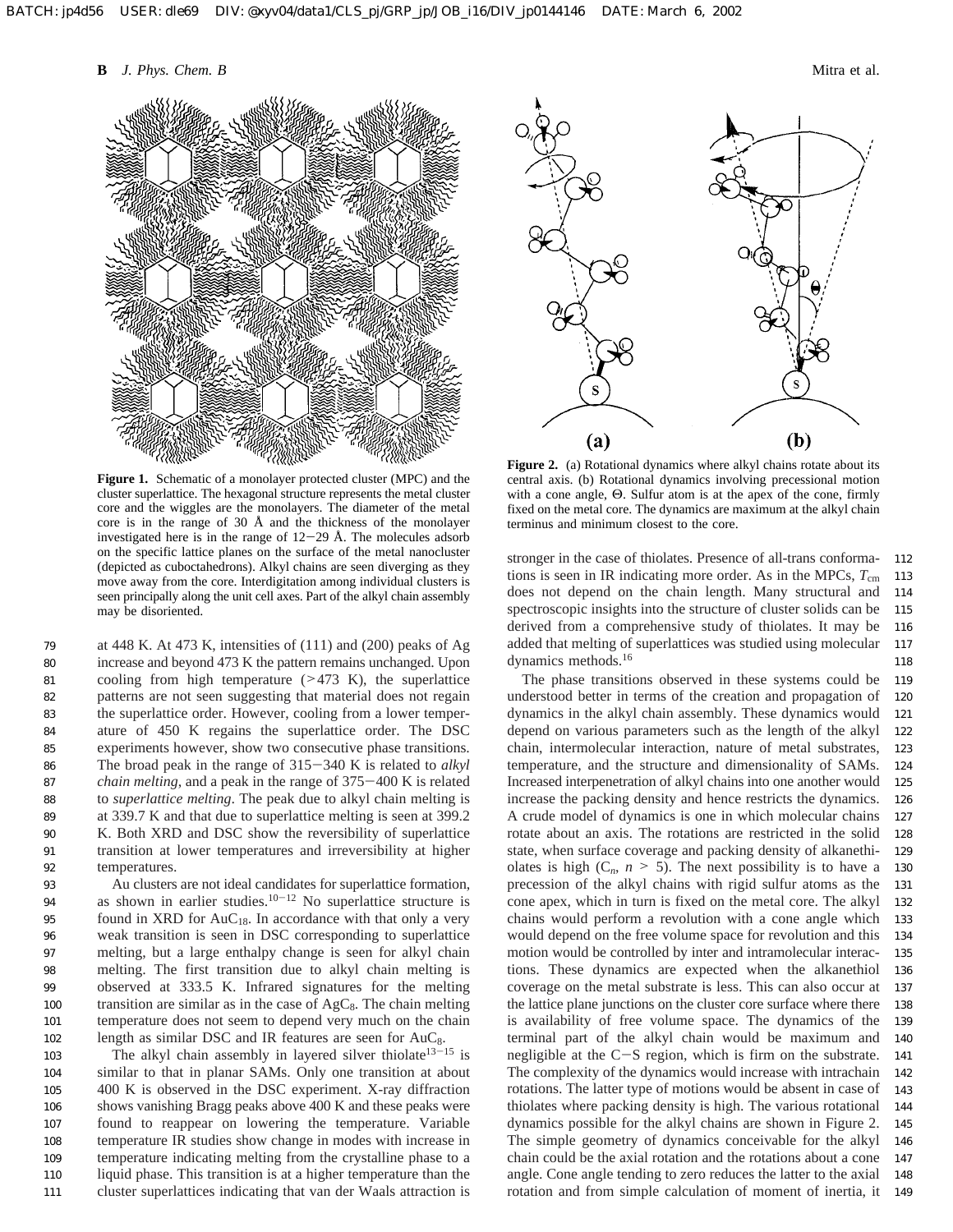**Figure 1.** Schematic of a monolayer protected cluster (MPC) and the cluster superlattice. The hexagonal structure represents the metal cluster core and the wiggles are the monolayers. The diameter of the metal core is in the range of 30 Å and the thickness of the monolayer investigated here is in the range of 12−29 Å. The molecules adsorb on the specific lattice planes on the surface of the metal nanocluster (depicted as cuboctahedrons). Alkyl chains are seen diverging as they move away from the core. Interdigitation among individual clusters is seen principally along the unit cell axes. Part of the alkyl chain assembly may be disoriented.

at 448 K. At 473 K, intensities of (111) and (200) peaks of Ag increase and beyond 473 K the pattern remains unchanged. Upon cooling from high temperature (>473 K), the superlattice patterns are not seen suggesting that material does not regain the superlattice order. However, cooling from a lower temperature of 450 K regains the superlattice order. The DSC experiments however, show two consecutive phase transitions. The broad peak in the range of 315−340 K is related to *alkyl chain melting*, and a peak in the range of 375−400 K is related to *superlattice melting*. The peak due to alkyl chain melting is at 339.7 K and that due to superlattice melting is seen at 399.2 K. Both XRD and DSC show the reversibility of superlattice transition at lower temperatures and irreversibility at higher temperatures.

Au clusters are not ideal candidates for superlattice formation, as shown in earlier studies.[10−12] No superlattice structure is found in XRD for $AuC_{18}$. In accordance with that only a very weak transition is seen in DSC corresponding to superlattice melting, but a large enthalpy change is seen for alkyl chain melting. The first transition due to alkyl chain melting is observed at 333.5 K. Infrared signatures for the melting transition are similar as in the case of $AgC_8$. The chain melting temperature does not seem to depend very much on the chain length as similar DSC and IR features are seen for $AuC_8$.

The alkyl chain assembly in layered silver thiolate[13−15] is similar to that in planar SAMs. Only one transition at about 400 K is observed in the DSC experiment. X-ray diffraction shows vanishing Bragg peaks above 400 K and these peaks were found to reappear on lowering the temperature. Variable temperature IR studies show change in modes with increase in temperature indicating melting from the crystalline phase to a liquid phase. This transition is at a higher temperature than the cluster superlattices indicating that van der Waals attraction is stronger in the case of thiolates. Presence of all-trans conformations is seen in IR indicating more order. As in the MPCs, $T_{cm}$ does not depend on the chain length. Many structural and spectroscopic insights into the structure of cluster solids can be derived from a comprehensive study of thiolates. It may be added that melting of superlattices was studied using molecular dynamics methods.[16]

**Figure 2.** (a) Rotational dynamics where alkyl chains rotate about its central axis. (b) Rotational dynamics involving precessional motion with a cone angle, Θ. Sulfur atom is at the apex of the cone, firmly fixed on the metal core. The dynamics are maximum at the alkyl chain terminus and minimum closest to the core.

The phase transitions observed in these systems could be understood better in terms of the creation and propagation of dynamics in the alkyl chain assembly. These dynamics would depend on various parameters such as the length of the alkyl chain, intermolecular interaction, nature of metal substrates, temperature, and the structure and dimensionality of SAMs. Increased interpenetration of alkyl chains into one another would increase the packing density and hence restricts the dynamics. A crude model of dynamics is one in which molecular chains rotate about an axis. The rotations are restricted in the solid state, when surface coverage and packing density of alkanethiolates is high ($C_n$, $n > 5$). The next possibility is to have a precession of the alkyl chains with rigid sulfur atoms as the cone apex, which in turn is fixed on the metal core. The alkyl chains would perform a revolution with a cone angle which would depend on the free volume space for revolution and this motion would be controlled by inter and intramolecular interactions. These dynamics are expected when the alkanethiol coverage on the metal substrate is less. This can also occur at the lattice plane junctions on the cluster core surface where there is availability of free volume space. The dynamics of the terminal part of the alkyl chain would be maximum and negligible at the C−S region, which is firm on the substrate. The complexity of the dynamics would increase with intrachain rotations. The latter type of motions would be absent in case of thiolates where packing density is high. The various rotational dynamics possible for the alkyl chains are shown in Figure 2. The simple geometry of dynamics conceivable for the alkyl chain could be the axial rotation and the rotations about a cone angle. Cone angle tending to zero reduces the latter to the axial rotation and from simple calculation of moment of inertia, it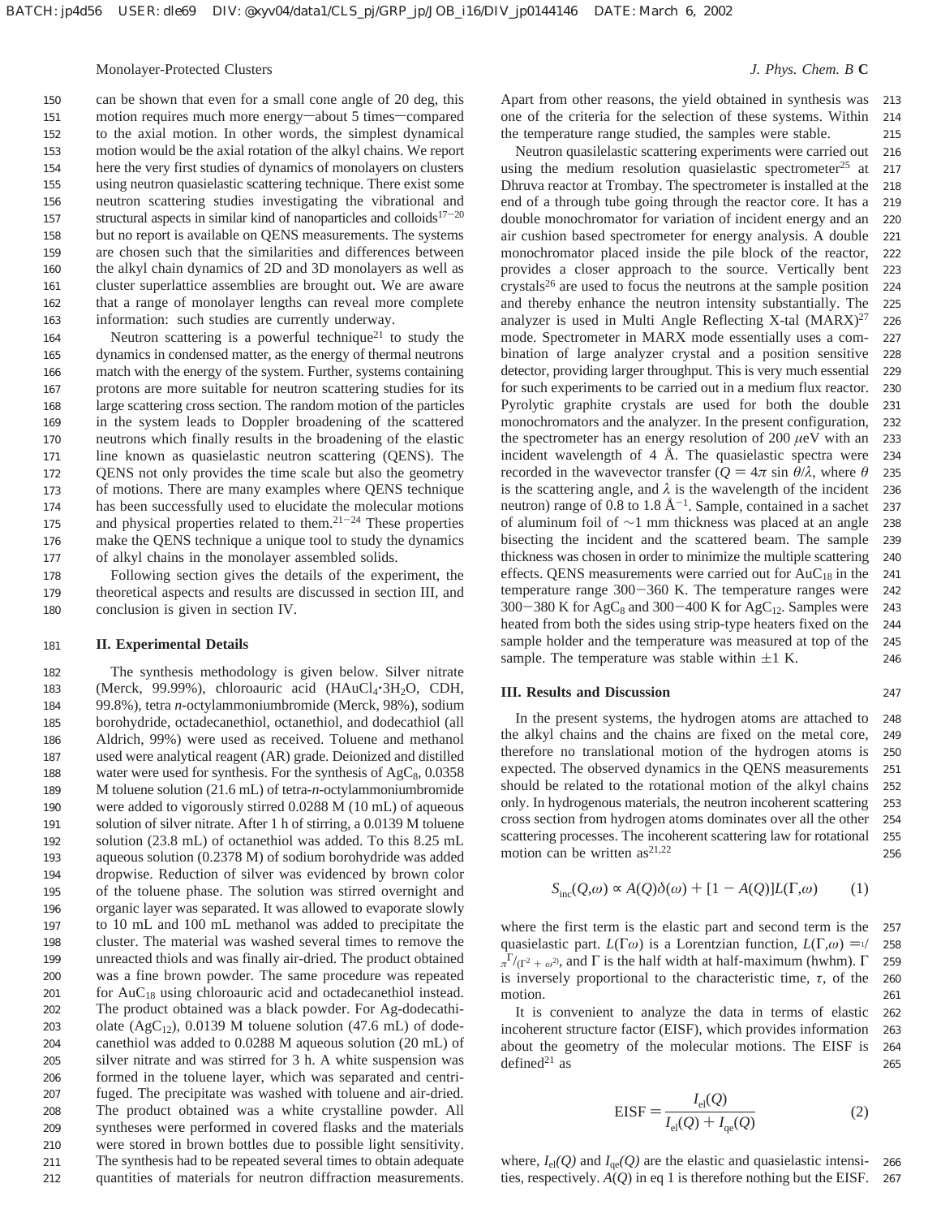can be shown that even for a small cone angle of 20 deg, this motion requires much more energy—about 5 times—compared to the axial motion. In other words, the simplest dynamical motion would be the axial rotation of the alkyl chains. We report here the very first studies of dynamics of monolayers on clusters using neutron quasielastic scattering technique. There exist some neutron scattering studies investigating the vibrational and structural aspects in similar kind of nanoparticles and colloids[17-20] but no report is available on QENS measurements. The systems are chosen such that the similarities and differences between the alkyl chain dynamics of 2D and 3D monolayers as well as cluster superlattice assemblies are brought out. We are aware that a range of monolayer lengths can reveal more complete information: such studies are currently underway.

Neutron scattering is a powerful technique[21] to study the dynamics in condensed matter, as the energy of thermal neutrons match with the energy of the system. Further, systems containing protons are more suitable for neutron scattering studies for its large scattering cross section. The random motion of the particles in the system leads to Doppler broadening of the scattered neutrons which finally results in the broadening of the elastic line known as quasielastic neutron scattering (QENS). The QENS not only provides the time scale but also the geometry of motions. There are many examples where QENS technique has been successfully used to elucidate the molecular motions and physical properties related to them.[21-24] These properties make the QENS technique a unique tool to study the dynamics of alkyl chains in the monolayer assembled solids.

Following section gives the details of the experiment, the theoretical aspects and results are discussed in section III, and conclusion is given in section IV.

## II. Experimental Details

The synthesis methodology is given below. Silver nitrate (Merck, 99.99%), chloroauric acid ($HAuCl_4 \cdot 3H_2O$, CDH, 99.8%), tetra *n*-octylammoniumbromide (Merck, 98%), sodium borohydride, octadecanethiol, octanethiol, and dodecathiol (all Aldrich, 99%) were used as received. Toluene and methanol used were analytical reagent (AR) grade. Deionized and distilled water were used for synthesis. For the synthesis of $AgC_8$, 0.0358 M toluene solution (21.6 mL) of tetra-*n*-octylammoniumbromide were added to vigorously stirred 0.0288 M (10 mL) of aqueous solution of silver nitrate. After 1 h of stirring, a 0.0139 M toluene solution (23.8 mL) of octanethiol was added. To this 8.25 mL aqueous solution (0.2378 M) of sodium borohydride was added dropwise. Reduction of silver was evidenced by brown color of the toluene phase. The solution was stirred overnight and organic layer was separated. It was allowed to evaporate slowly to 10 mL and 100 mL methanol was added to precipitate the cluster. The material was washed several times to remove the unreacted thiols and was finally air-dried. The product obtained was a fine brown powder. The same procedure was repeated for $AuC_{18}$ using chloroauric acid and octadecanethiol instead. The product obtained was a black powder. For Ag-dodecathiolate ($AgC_{12}$), 0.0139 M toluene solution (47.6 mL) of dodecanethiol was added to 0.0288 M aqueous solution (20 mL) of silver nitrate and was stirred for 3 h. A white suspension was formed in the toluene layer, which was separated and centrifuged. The precipitate was washed with toluene and air-dried. The product obtained was a white crystalline powder. All syntheses were performed in covered flasks and the materials were stored in brown bottles due to possible light sensitivity. The synthesis had to be repeated several times to obtain adequate quantities of materials for neutron diffraction measurements. Apart from other reasons, the yield obtained in synthesis was one of the criteria for the selection of these systems. Within the temperature range studied, the samples were stable.

Neutron quasilelastic scattering experiments were carried out using the medium resolution quasielastic spectrometer[25] at Dhruva reactor at Trombay. The spectrometer is installed at the end of a through tube going through the reactor core. It has a double monochromator for variation of incident energy and an air cushion based spectrometer for energy analysis. A double monochromator placed inside the pile block of the reactor, provides a closer approach to the source. Vertically bent crystals[26] are used to focus the neutrons at the sample position and thereby enhance the neutron intensity substantially. The analyzer is used in Multi Angle Reflecting X-tal (MARX)[27] mode. Spectrometer in MARX mode essentially uses a combination of large analyzer crystal and a position sensitive detector, providing larger throughput. This is very much essential for such experiments to be carried out in a medium flux reactor. Pyrolytic graphite crystals are used for both the double monochromators and the analyzer. In the present configuration, the spectrometer has an energy resolution of 200 $\mu$eV with an incident wavelength of 4 Å. The quasielastic spectra were recorded in the wavevector transfer ($Q = 4\pi \sin \theta/\lambda$, where $\theta$ is the scattering angle, and $\lambda$ is the wavelength of the incident neutron) range of 0.8 to 1.8 Å$^{-1}$. Sample, contained in a sachet of aluminum foil of ~1 mm thickness was placed at an angle bisecting the incident and the scattered beam. The sample thickness was chosen in order to minimize the multiple scattering effects. QENS measurements were carried out for $AuC_{18}$ in the temperature range 300−360 K. The temperature ranges were 300−380 K for $AgC_8$ and 300−400 K for $AgC_{12}$. Samples were heated from both the sides using strip-type heaters fixed on the sample holder and the temperature was measured at top of the sample. The temperature was stable within ±1 K.

## III. Results and Discussion

In the present systems, the hydrogen atoms are attached to the alkyl chains and the chains are fixed on the metal core, therefore no translational motion of the hydrogen atoms is expected. The observed dynamics in the QENS measurements should be related to the rotational motion of the alkyl chains only. In hydrogenous materials, the neutron incoherent scattering cross section from hydrogen atoms dominates over all the other scattering processes. The incoherent scattering law for rotational motion can be written as[21,22]

$$S_{\mathrm{inc}}(Q,\omega) \propto A(Q)\delta(\omega) + [1 - A(Q)]L(\Gamma,\omega) \qquad (1)$$

where the first term is the elastic part and second term is the quasielastic part. $L(\Gamma\omega)$ is a Lorentzian function, $L(\Gamma,\omega) = \frac{1}{\pi}\frac{\Gamma}{(\Gamma^2 + \omega^2)}$, and $\Gamma$ is the half width at half-maximum (hwhm). $\Gamma$ is inversely proportional to the characteristic time, $\tau$, of the motion.

It is convenient to analyze the data in terms of elastic incoherent structure factor (EISF), which provides information about the geometry of the molecular motions. The EISF is defined[21] as

$$\mathrm{EISF} = \frac{I_{\mathrm{el}}(Q)}{I_{\mathrm{el}}(Q) + I_{\mathrm{qe}}(Q)} \qquad (2)$$

where, $I_{\mathrm{el}}(Q)$ and $I_{\mathrm{qe}}(Q)$ are the elastic and quasielastic intensities, respectively. $A(Q)$ in eq 1 is therefore nothing but the EISF.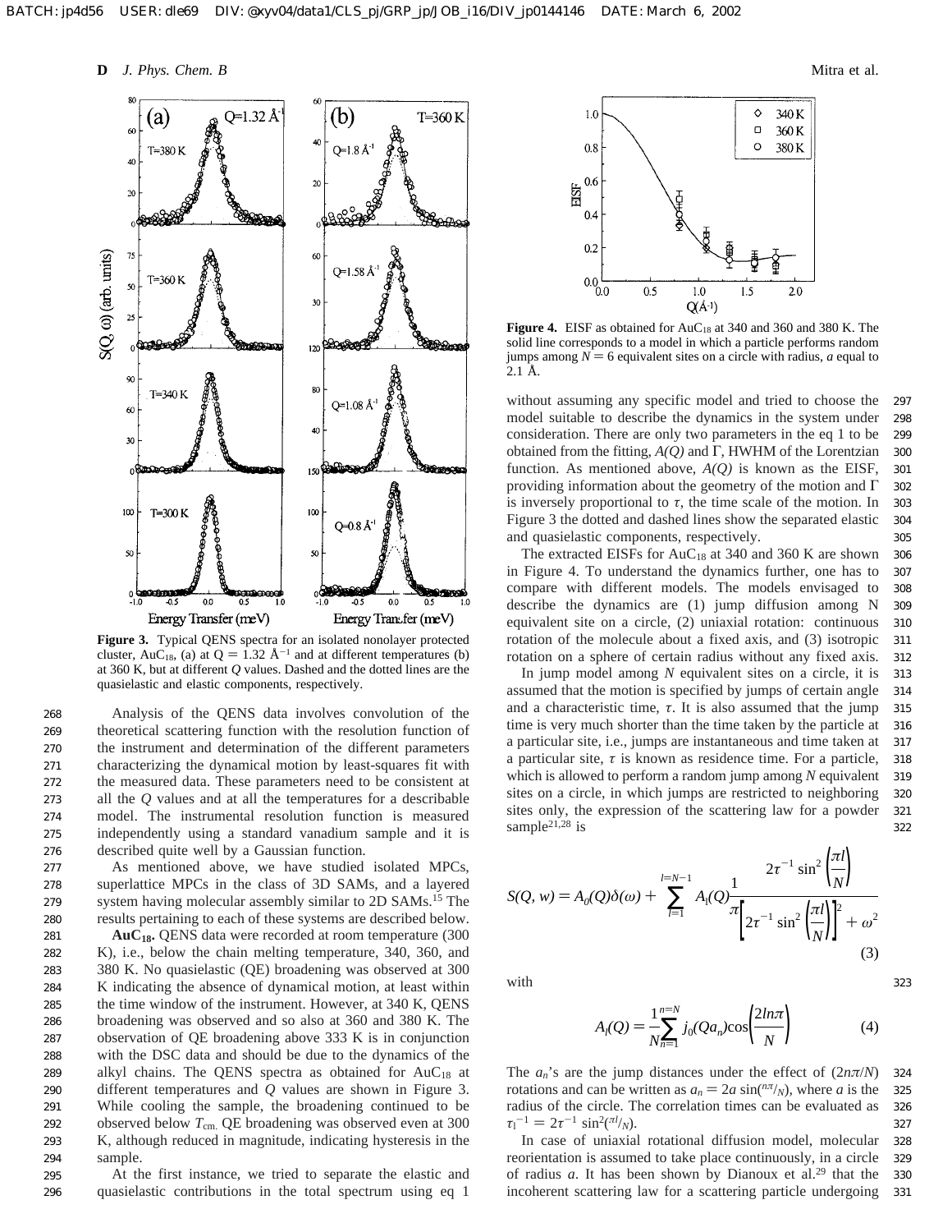**Figure 3.** Typical QENS spectra for an isolated nonolayer protected cluster, $AuC_{18}$, (a) at $Q = 1.32$ Å$^{-1}$ and at different temperatures (b) at 360 K, but at different $Q$ values. Dashed and the dotted lines are the quasielastic and elastic components, respectively.

Analysis of the QENS data involves convolution of the theoretical scattering function with the resolution function of the instrument and determination of the different parameters characterizing the dynamical motion by least-squares fit with the measured data. These parameters need to be consistent at all the $Q$ values and at all the temperatures for a describable model. The instrumental resolution function is measured independently using a standard vanadium sample and it is described quite well by a Gaussian function.

As mentioned above, we have studied isolated MPCs, superlattice MPCs in the class of 3D SAMs, and a layered system having molecular assembly similar to 2D SAMs.[15] The results pertaining to each of these systems are described below.

**$AuC_{18}$.** QENS data were recorded at room temperature (300 K), i.e., below the chain melting temperature, 340, 360, and 380 K. No quasielastic (QE) broadening was observed at 300 K indicating the absence of dynamical motion, at least within the time window of the instrument. However, at 340 K, QENS broadening was observed and so also at 360 and 380 K. The observation of QE broadening above 333 K is in conjunction with the DSC data and should be due to the dynamics of the alkyl chains. The QENS spectra as obtained for $AuC_{18}$ at different temperatures and $Q$ values are shown in Figure 3. While cooling the sample, the broadening continued to be observed below $T_{cm}$. QE broadening was observed even at 300 K, although reduced in magnitude, indicating hysteresis in the sample.

At the first instance, we tried to separate the elastic and quasielastic contributions in the total spectrum using eq 1 without assuming any specific model and tried to choose the model suitable to describe the dynamics in the system under consideration. There are only two parameters in the eq 1 to be obtained from the fitting, $A(Q)$ and $\Gamma$, HWHM of the Lorentzian function. As mentioned above, $A(Q)$ is known as the EISF, providing information about the geometry of the motion and $\Gamma$ is inversely proportional to $\tau$, the time scale of the motion. In Figure 3 the dotted and dashed lines show the separated elastic and quasielastic components, respectively.

**Figure 4.** EISF as obtained for $AuC_{18}$ at 340 and 360 and 380 K. The solid line corresponds to a model in which a particle performs random jumps among $N = 6$ equivalent sites on a circle with radius, $a$ equal to 2.1 Å.

The extracted EISFs for $AuC_{18}$ at 340 and 360 K are shown in Figure 4. To understand the dynamics further, one has to compare with different models. The models envisaged to describe the dynamics are (1) jump diffusion among N equivalent site on a circle, (2) uniaxial rotation: continuous rotation of the molecule about a fixed axis, and (3) isotropic rotation on a sphere of certain radius without any fixed axis.

In jump model among $N$ equivalent sites on a circle, it is assumed that the motion is specified by jumps of certain angle and a characteristic time, $\tau$. It is also assumed that the jump time is very much shorter than the time taken by the particle at a particular site, i.e., jumps are instantaneous and time taken at a particular site, $\tau$ is known as residence time. For a particle, which is allowed to perform a random jump among $N$ equivalent sites on a circle, in which jumps are restricted to neighboring sites only, the expression of the scattering law for a powder sample[21,28] is

$$S(Q, w) = A_0(Q)\delta(\omega) + \sum_{l=1}^{l=N-1} A_l(Q)\frac{1}{\pi}\frac{2\tau^{-1}\sin^2\left(\frac{\pi l}{N}\right)}{\left[2\tau^{-1}\sin^2\left(\frac{\pi l}{N}\right)\right]^2 + \omega^2} \tag{3}$$

with

$$A_l(Q) = \frac{1}{N}\sum_{n=1}^{n=N} j_0(Qa_n)\cos\left(\frac{2ln\pi}{N}\right) \tag{4}$$

The $a_n$'s are the jump distances under the effect of $(2n\pi/N)$ rotations and can be written as $a_n = 2a\sin(^{n\pi}/_N)$, where $a$ is the radius of the circle. The correlation times can be evaluated as $\tau_l^{-1} = 2\tau^{-1}\sin^2(^{\pi l}/_N)$.

In case of uniaxial rotational diffusion model, molecular reorientation is assumed to take place continuously, in a circle of radius $a$. It has been shown by Dianoux et al.[29] that the incoherent scattering law for a scattering particle undergoing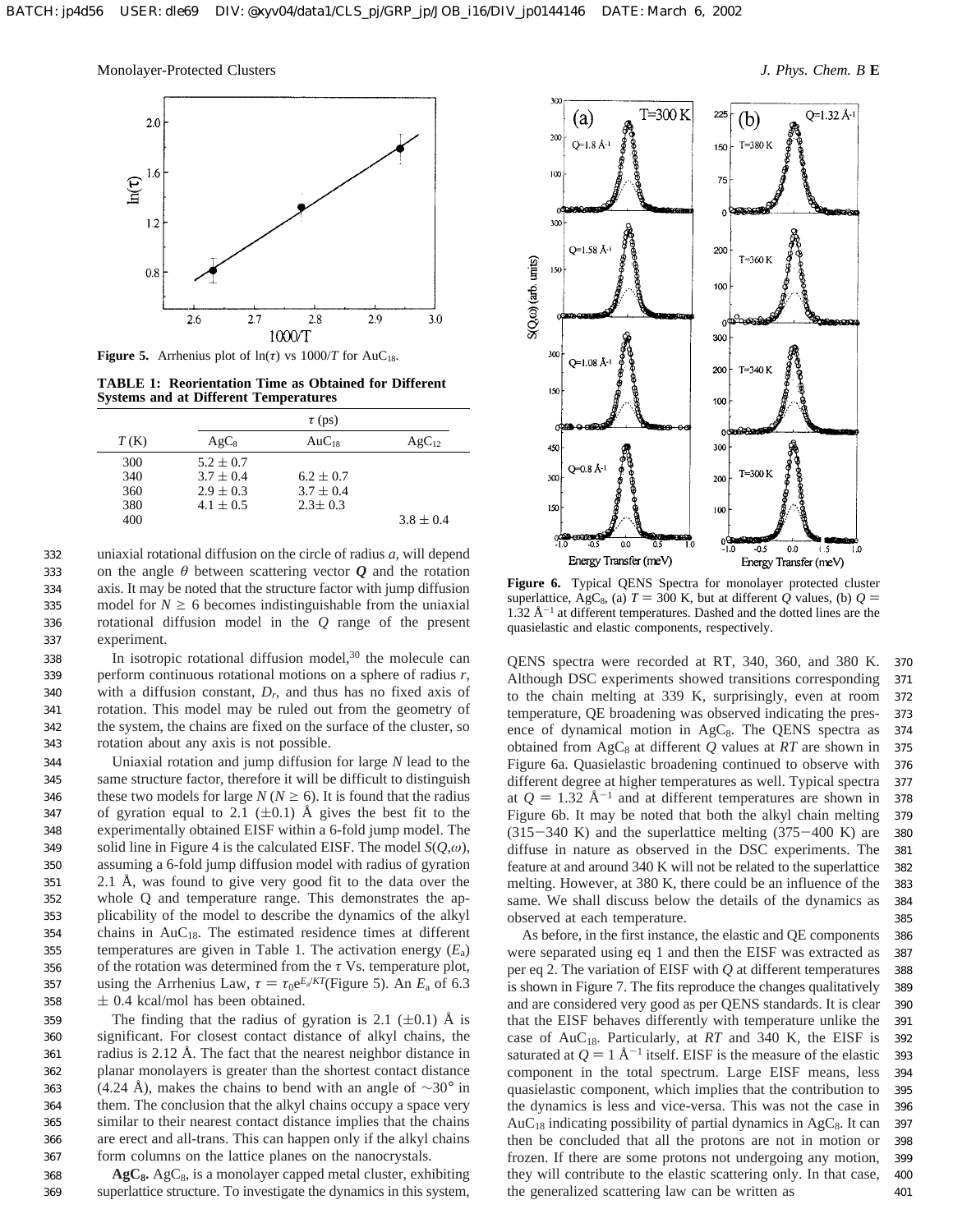Figure 5. Arrhenius plot of $\ln(\tau)$ vs $1000/T$ for $AuC_{18}$.

**TABLE 1: Reorientation Time as Obtained for Different Systems and at Different Temperatures**

| $T$ (K) | $\tau$ (ps) | | |
|---|---|---|---|
| | $AgC_8$ | $AuC_{18}$ | $AgC_{12}$ |
| 300 | $5.2 \pm 0.7$ | | |
| 340 | $3.7 \pm 0.4$ | $6.2 \pm 0.7$ | |
| 360 | $2.9 \pm 0.3$ | $3.7 \pm 0.4$ | |
| 380 | $4.1 \pm 0.5$ | $2.3 \pm 0.3$ | |
| 400 | | | $3.8 \pm 0.4$ |

uniaxial rotational diffusion on the circle of radius $a$, will depend on the angle $\theta$ between scattering vector $\boldsymbol{Q}$ and the rotation axis. It may be noted that the structure factor with jump diffusion model for $N \geq 6$ becomes indistinguishable from the uniaxial rotational diffusion model in the $Q$ range of the present experiment.

In isotropic rotational diffusion model,[30] the molecule can perform continuous rotational motions on a sphere of radius $r$, with a diffusion constant, $D_r$, and thus has no fixed axis of rotation. This model may be ruled out from the geometry of the system, the chains are fixed on the surface of the cluster, so rotation about any axis is not possible.

Uniaxial rotation and jump diffusion for large $N$ lead to the same structure factor, therefore it will be difficult to distinguish these two models for large $N$ ($N \geq 6$). It is found that the radius of gyration equal to 2.1 ($\pm$0.1) Å gives the best fit to the experimentally obtained EISF within a 6-fold jump model. The solid line in Figure 4 is the calculated EISF. The model $S(Q,\omega)$, assuming a 6-fold jump diffusion model with radius of gyration 2.1 Å, was found to give very good fit to the data over the whole Q and temperature range. This demonstrates the applicability of the model to describe the dynamics of the alkyl chains in $AuC_{18}$. The estimated residence times at different temperatures are given in Table 1. The activation energy ($E_a$) of the rotation was determined from the $\tau$ Vs. temperature plot, using the Arrhenius Law, $\tau = \tau_0 e^{E_a/KT}$(Figure 5). An $E_a$ of 6.3 $\pm$ 0.4 kcal/mol has been obtained.

The finding that the radius of gyration is 2.1 ($\pm$0.1) Å is significant. For closest contact distance of alkyl chains, the radius is 2.12 Å. The fact that the nearest neighbor distance in planar monolayers is greater than the shortest contact distance (4.24 Å), makes the chains to bend with an angle of $\sim$30° in them. The conclusion that the alkyl chains occupy a space very similar to their nearest contact distance implies that the chains are erect and all-trans. This can happen only if the alkyl chains form columns on the lattice planes on the nanocrystals.

**$AgC_8$.** $AgC_8$, is a monolayer capped metal cluster, exhibiting superlattice structure. To investigate the dynamics in this system, QENS spectra were recorded at RT, 340, 360, and 380 K. Although DSC experiments showed transitions corresponding to the chain melting at 339 K, surprisingly, even at room temperature, QE broadening was observed indicating the presence of dynamical motion in $AgC_8$. The QENS spectra as obtained from $AgC_8$ at different $Q$ values at $RT$ are shown in Figure 6a. Quasielastic broadening continued to observe with different degree at higher temperatures as well. Typical spectra at $Q = 1.32$ Å$^{-1}$ and at different temperatures are shown in Figure 6b. It may be noted that both the alkyl chain melting (315−340 K) and the superlattice melting (375−400 K) are diffuse in nature as observed in the DSC experiments. The feature at and around 340 K will not be related to the superlattice melting. However, at 380 K, there could be an influence of the same. We shall discuss below the details of the dynamics as observed at each temperature.

Figure 6. Typical QENS Spectra for monolayer protected cluster superlattice, $AgC_8$, (a) $T = 300$ K, but at different $Q$ values, (b) $Q = 1.32$ Å$^{-1}$ at different temperatures. Dashed and the dotted lines are the quasielastic and elastic components, respectively.

As before, in the first instance, the elastic and QE components were separated using eq 1 and then the EISF was extracted as per eq 2. The variation of EISF with $Q$ at different temperatures is shown in Figure 7. The fits reproduce the changes qualitatively and are considered very good as per QENS standards. It is clear that the EISF behaves differently with temperature unlike the case of $AuC_{18}$. Particularly, at $RT$ and 340 K, the EISF is saturated at $Q = 1$ Å$^{-1}$ itself. EISF is the measure of the elastic component in the total spectrum. Large EISF means, less quasielastic component, which implies that the contribution to the dynamics is less and vice-versa. This was not the case in $AuC_{18}$ indicating possibility of partial dynamics in $AgC_8$. It can then be concluded that all the protons are not in motion or frozen. If there are some protons not undergoing any motion, they will contribute to the elastic scattering only. In that case, the generalized scattering law can be written as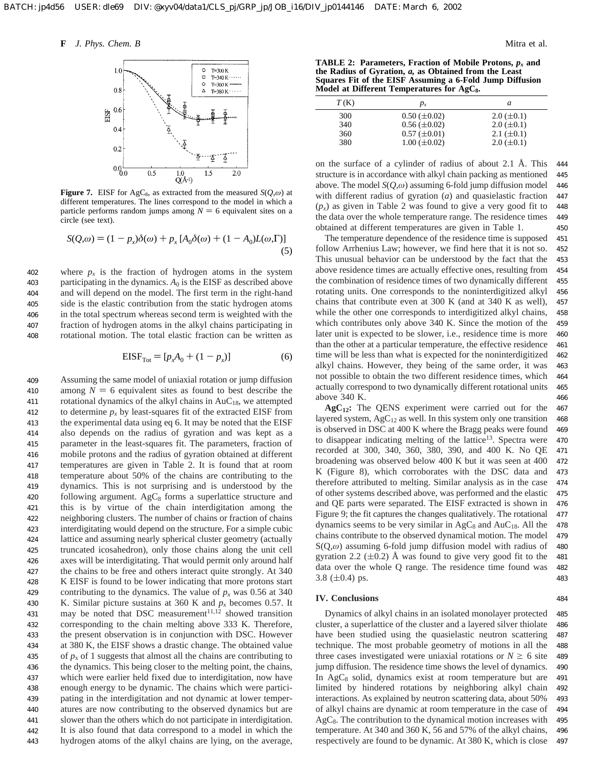**Figure 7.** EISF for $AgC_8$, as extracted from the measured $S(Q,\omega)$ at different temperatures. The lines correspond to the model in which a particle performs random jumps among $N = 6$ equivalent sites on a circle (see text).

$$S(Q,\omega) = (1 - p_x)\delta(\omega) + p_x\,[A_0\delta(\omega) + (1 - A_0)L(\omega,\Gamma)] \tag{5}$$

where $p_x$ is the fraction of hydrogen atoms in the system participating in the dynamics. $A_0$ is the EISF as described above and will depend on the model. The first term in the right-hand side is the elastic contribution from the static hydrogen atoms in the total spectrum whereas second term is weighted with the fraction of hydrogen atoms in the alkyl chains participating in rotational motion. The total elastic fraction can be written as

$$\mathrm{EISF}_{\mathrm{Tot}} = [p_x A_0 + (1 - p_x)] \tag{6}$$

Assuming the same model of uniaxial rotation or jump diffusion among $N = 6$ equivalent sites as found to best describe the rotational dynamics of the alkyl chains in $AuC_{18}$, we attempted to determine $p_x$ by least-squares fit of the extracted EISF from the experimental data using eq 6. It may be noted that the EISF also depends on the radius of gyration and was kept as a parameter in the least-squares fit. The parameters, fraction of mobile protons and the radius of gyration obtained at different temperatures are given in Table 2. It is found that at room temperature about 50% of the chains are contributing to the dynamics. This is not surprising and is understood by the following argument. $AgC_8$ forms a superlattice structure and this is by virtue of the chain interdigitation among the neighboring clusters. The number of chains or fraction of chains interdigitating would depend on the structure. For a simple cubic lattice and assuming nearly spherical cluster geometry (actually truncated icosahedron), only those chains along the unit cell axes will be interdigitating. That would permit only around half the chains to be free and others interact quite strongly. At 340 K EISF is found to be lower indicating that more protons start contributing to the dynamics. The value of $p_x$ was 0.56 at 340 K. Similar picture sustains at 360 K and $p_x$ becomes 0.57. It may be noted that DSC measurement[11,12] showed transition corresponding to the chain melting above 333 K. Therefore, the present observation is in conjunction with DSC. However at 380 K, the EISF shows a drastic change. The obtained value of $p_x$ of 1 suggests that almost all the chains are contributing to the dynamics. This being closer to the melting point, the chains, which were earlier held fixed due to interdigitation, now have enough energy to be dynamic. The chains which were participating in the interdigitation and not dynamic at lower temperatures are now contributing to the observed dynamics but are slower than the others which do not participate in interdigitation. It is also found that data correspond to a model in which the hydrogen atoms of the alkyl chains are lying, on the average, on the surface of a cylinder of radius of about 2.1 Å. This structure is in accordance with alkyl chain packing as mentioned above. The model $S(Q,\omega)$ assuming 6-fold jump diffusion model with different radius of gyration ($a$) and quasielastic fraction ($p_x$) as given in Table 2 was found to give a very good fit to the data over the whole temperature range. The residence times obtained at different temperatures are given in Table 1.

**TABLE 2: Parameters, Fraction of Mobile Protons, $p_x$ and the Radius of Gyration, $a$, as Obtained from the Least Squares Fit of the EISF Assuming a 6-Fold Jump Diffusion Model at Different Temperatures for $AgC_8$.**

| $T$ (K) | $p_x$ | $a$ |
|---|---|---|
| 300 | 0.50 (±0.02) | 2.0 (±0.1) |
| 340 | 0.56 (±0.02) | 2.0 (±0.1) |
| 360 | 0.57 (±0.01) | 2.1 (±0.1) |
| 380 | 1.00 (±0.02) | 2.0 (±0.1) |

The temperature dependence of the residence time is supposed follow Arrhenius Law; however, we find here that it is not so. This unusual behavior can be understood by the fact that the above residence times are actually effective ones, resulting from the combination of residence times of two dynamically different rotating units. One corresponds to the noninterdigitized alkyl chains that contribute even at 300 K (and at 340 K as well), while the other one corresponds to interdigitized alkyl chains, which contributes only above 340 K. Since the motion of the later unit is expected to be slower, i.e., residence time is more than the other at a particular temperature, the effective residence time will be less than what is expected for the noninterdigitized alkyl chains. However, they being of the same order, it was not possible to obtain the two different residence times, which actually correspond to two dynamically different rotational units above 340 K.

**$AgC_{12}$:** The QENS experiment were carried out for the layered system, $AgC_{12}$ as well. In this system only one transition is observed in DSC at 400 K where the Bragg peaks were found to disappear indicating melting of the lattice[13]. Spectra were recorded at 300, 340, 360, 380, 390, and 400 K. No QE broadening was observed below 400 K but it was seen at 400 K (Figure 8), which corroborates with the DSC data and therefore attributed to melting. Similar analysis as in the case of other systems described above, was performed and the elastic and QE parts were separated. The EISF extracted is shown in Figure 9; the fit captures the changes qualitatively. The rotational dynamics seems to be very similar in $AgC_8$ and $AuC_{18}$. All the chains contribute to the observed dynamical motion. The model $S(Q,\omega)$ assuming 6-fold jump diffusion model with radius of gyration 2.2 (±0.2) Å was found to give very good fit to the data over the whole Q range. The residence time found was 3.8 (±0.4) ps.

## IV. Conclusions

Dynamics of alkyl chains in an isolated monolayer protected cluster, a superlattice of the cluster and a layered silver thiolate have been studied using the quasielastic neutron scattering technique. The most probable geometry of motions in all the three cases investigated were uniaxial rotations or $N \geq 6$ site jump diffusion. The residence time shows the level of dynamics. In $AgC_8$ solid, dynamics exist at room temperature but are limited by hindered rotations by neighboring alkyl chain interactions. As explained by neutron scattering data, about 50% of alkyl chains are dynamic at room temperature in the case of $AgC_8$. The contribution to the dynamical motion increases with temperature. At 340 and 360 K, 56 and 57% of the alkyl chains, respectively are found to be dynamic. At 380 K, which is close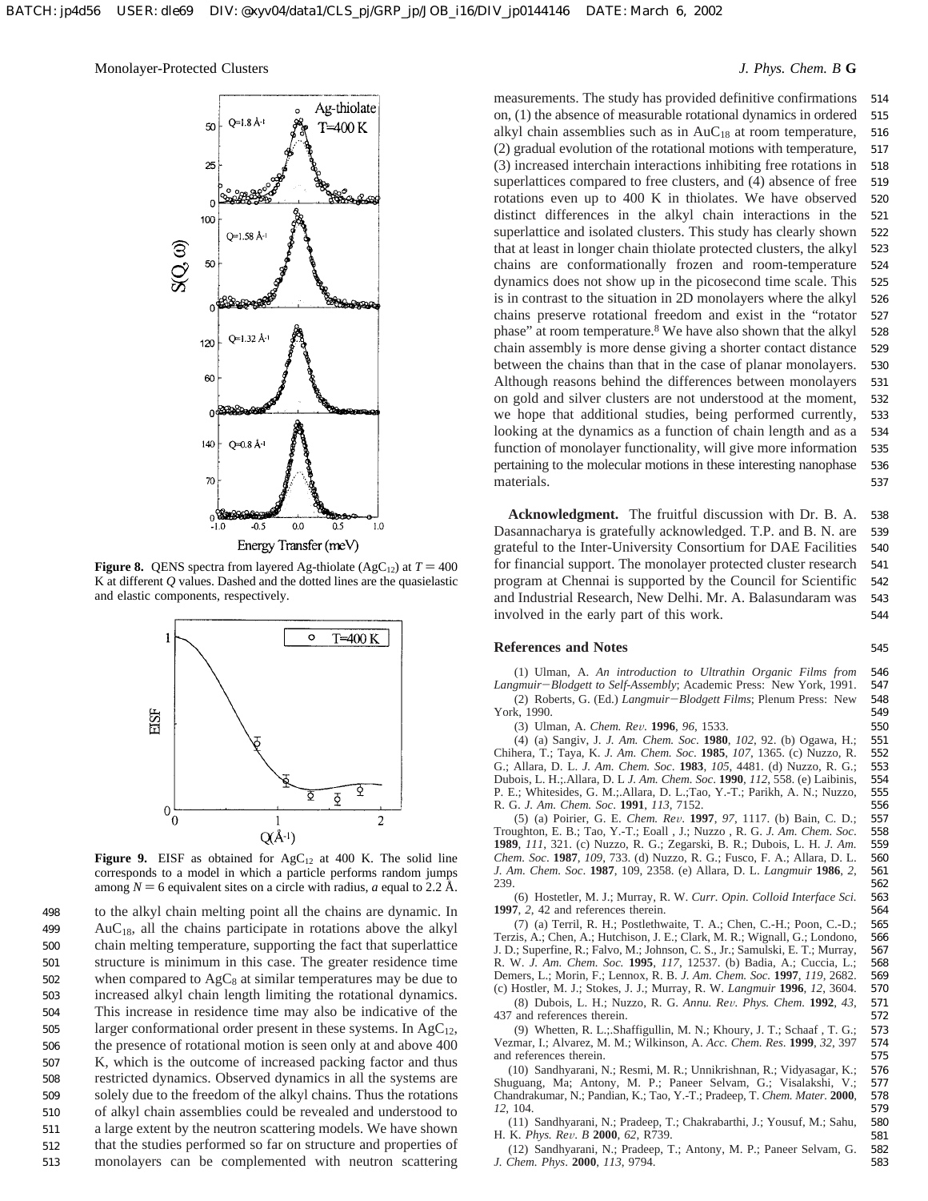**Figure 8.** QENS spectra from layered Ag-thiolate ($AgC_{12}$) at $T = 400$ K at different $Q$ values. Dashed and the dotted lines are the quasielastic and elastic components, respectively.

**Figure 9.** EISF as obtained for $AgC_{12}$ at 400 K. The solid line corresponds to a model in which a particle performs random jumps among $N = 6$ equivalent sites on a circle with radius, $a$ equal to 2.2 Å.

to the alkyl chain melting point all the chains are dynamic. In $AuC_{18}$, all the chains participate in rotations above the alkyl chain melting temperature, supporting the fact that superlattice structure is minimum in this case. The greater residence time when compared to $AgC_8$ at similar temperatures may be due to increased alkyl chain length limiting the rotational dynamics. This increase in residence time may also be indicative of the larger conformational order present in these systems. In $AgC_{12}$, the presence of rotational motion is seen only at and above 400 K, which is the outcome of increased packing factor and thus restricted dynamics. Observed dynamics in all the systems are solely due to the freedom of the alkyl chains. Thus the rotations of alkyl chain assemblies could be revealed and understood to a large extent by the neutron scattering models. We have shown that the studies performed so far on structure and properties of monolayers can be complemented with neutron scattering measurements. The study has provided definitive confirmations on, (1) the absence of measurable rotational dynamics in ordered alkyl chain assemblies such as in $AuC_{18}$ at room temperature, (2) gradual evolution of the rotational motions with temperature, (3) increased interchain interactions inhibiting free rotations in superlattices compared to free clusters, and (4) absence of free rotations even up to 400 K in thiolates. We have observed distinct differences in the alkyl chain interactions in the superlattice and isolated clusters. This study has clearly shown that at least in longer chain thiolate protected clusters, the alkyl chains are conformationally frozen and room-temperature dynamics does not show up in the picosecond time scale. This is in contrast to the situation in 2D monolayers where the alkyl chains preserve rotational freedom and exist in the "rotator phase" at room temperature.[8] We have also shown that the alkyl chain assembly is more dense giving a shorter contact distance between the chains than that in the case of planar monolayers. Although reasons behind the differences between monolayers on gold and silver clusters are not understood at the moment, we hope that additional studies, being performed currently, looking at the dynamics as a function of chain length and as a function of monolayer functionality, will give more information pertaining to the molecular motions in these interesting nanophase materials.

**Acknowledgment.** The fruitful discussion with Dr. B. A. Dasannacharya is gratefully acknowledged. T.P. and B. N. are grateful to the Inter-University Consortium for DAE Facilities for financial support. The monolayer protected cluster research program at Chennai is supported by the Council for Scientific and Industrial Research, New Delhi. Mr. A. Balasundaram was involved in the early part of this work.

## References and Notes

(1) Ulman, A. *An introduction to Ultrathin Organic Films from Langmuir–Blodgett to Self-Assembly*; Academic Press: New York, 1991.

(2) Roberts, G. (Ed.) *Langmuir–Blodgett Films*; Plenum Press: New York, 1990.

(3) Ulman, A. *Chem. Rev.* **1996**, *96*, 1533.

(4) (a) Sangiv, J. *J. Am. Chem. Soc.* **1980**, *102*, 92. (b) Ogawa, H.; Chihera, T.; Taya, K. *J. Am. Chem. Soc.* **1985**, *107*, 1365. (c) Nuzzo, R. G.; Allara, D. L. *J. Am. Chem. Soc.* **1983**, *105*, 4481. (d) Nuzzo, R. G.; Dubois, L. H.;.Allara, D. L *J. Am. Chem. Soc*. **1990**, *112*, 558. (e) Laibinis, P. E.; Whitesides, G. M.;.Allara, D. L.;Tao, Y.-T.; Parikh, A. N.; Nuzzo, R. G. *J. Am. Chem. Soc.* **1991**, *113*, 7152.

(5) (a) Poirier, G. E. *Chem. Rev.* **1997**, *97*, 1117. (b) Bain, C. D.; Troughton, E. B.; Tao, Y.-T.; Eoall , J.; Nuzzo , R. G. *J. Am. Chem. Soc.* **1989**, *111*, 321. (c) Nuzzo, R. G.; Zegarski, B. R.; Dubois, L. H. *J. Am. Chem. Soc.* **1987**, *109*, 733. (d) Nuzzo, R. G.; Fusco, F. A.; Allara, D. L. *J. Am. Chem. Soc.* **1987**, 109, 2358. (e) Allara, D. L. *Langmuir* **1986**, *2*, 239.

(6) Hostetler, M. J.; Murray, R. W. *Curr. Opin. Colloid Interface Sci.* **1997**, *2*, 42 and references therein.

(7) (a) Terril, R. H.; Postlethwaite, T. A.; Chen, C.-H.; Poon, C.-D.; Terzis, A.; Chen, A.; Hutchison, J. E.; Clark, M. R.; Wignall, G.; Londono, J. D.; Superfine, R.; Falvo, M.; Johnson, C. S., Jr.; Samulski, E. T.; Murray, R. W. *J. Am. Chem. Soc.* **1995**, *117*, 12537. (b) Badia, A.; Cuccia, L.; Demers, L.; Morin, F.; Lennox, R. B. *J. Am. Chem. Soc.* **1997**, *119*, 2682. (c) Hostler, M. J.; Stokes, J. J.; Murray, R. W. *Langmuir* **1996**, *12*, 3604.

(8) Dubois, L. H.; Nuzzo, R. G. *Annu. Rev. Phys. Chem.* **1992**, *43*, 437 and references therein.

(9) Whetten, R. L.;.Shaffigullin, M. N.; Khoury, J. T.; Schaaf , T. G.; Vezmar, I.; Alvarez, M. M.; Wilkinson, A. *Acc. Chem. Res.* **1999**, *32*, 397 and references therein.

(10) Sandhyarani, N.; Resmi, M. R.; Unnikrishnan, R.; Vidyasagar, K.; Shuguang, Ma; Antony, M. P.; Paneer Selvam, G.; Visalakshi, V.; Chandrakumar, N.; Pandian, K.; Tao, Y.-T.; Pradeep, T. *Chem. Mater.* **2000**, *12*, 104.

(11) Sandhyarani, N.; Pradeep, T.; Chakrabarthi, J.; Yousuf, M.; Sahu, H. K. *Phys. Rev. B* **2000**, *62*, R739.

(12) Sandhyarani, N.; Pradeep, T.; Antony, M. P.; Paneer Selvam, G. *J. Chem. Phys*. **2000**, *113*, 9794.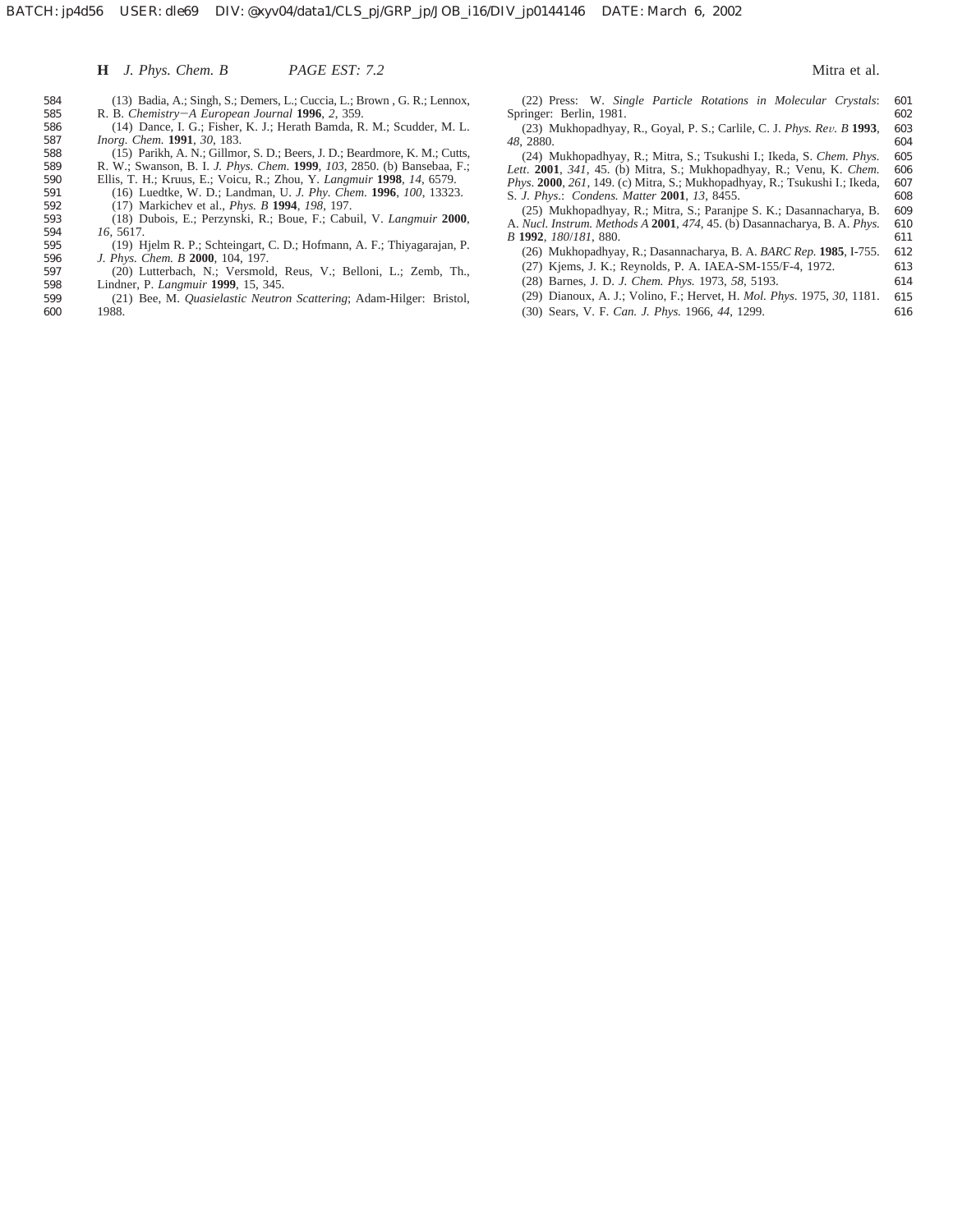(13) Badia, A.; Singh, S.; Demers, L.; Cuccia, L.; Brown , G. R.; Lennox, R. B. *Chemistry*−*A European Journal* **1996**, *2*, 359.

(14) Dance, I. G.; Fisher, K. J.; Herath Bamda, R. M.; Scudder, M. L. *Inorg. Chem.* **1991**, *30*, 183.

(15) Parikh, A. N.; Gillmor, S. D.; Beers, J. D.; Beardmore, K. M.; Cutts, R. W.; Swanson, B. I. *J. Phys. Chem.* **1999**, *103*, 2850. (b) Bansebaa, F.; Ellis, T. H.; Kruus, E.; Voicu, R.; Zhou, Y. *Langmuir* **1998**, *14*, 6579.

(16) Luedtke, W. D.; Landman, U. *J. Phy. Chem.* **1996**, *100*, 13323.

(17) Markichev et al., *Phys. B* **1994**, *198*, 197.

(18) Dubois, E.; Perzynski, R.; Boue, F.; Cabuil, V. *Langmuir* **2000**, *16*, 5617.

(19) Hjelm R. P.; Schteingart, C. D.; Hofmann, A. F.; Thiyagarajan, P. *J. Phys. Chem. B* **2000**, 104, 197.

(20) Lutterbach, N.; Versmold, Reus, V.; Belloni, L.; Zemb, Th., Lindner, P. *Langmuir* **1999**, 15, 345.

(21) Bee, M. *Quasielastic Neutron Scattering*; Adam-Hilger: Bristol, 1988.

(22) Press: W. *Single Particle Rotations in Molecular Crystals*: Springer: Berlin, 1981.

(23) Mukhopadhyay, R., Goyal, P. S.; Carlile, C. J. *Phys. Rev. B* **1993**, *48*, 2880.

(24) Mukhopadhyay, R.; Mitra, S.; Tsukushi I.; Ikeda, S. *Chem. Phys. Lett*. **2001**, *341*, 45. (b) Mitra, S.; Mukhopadhyay, R.; Venu, K. *Chem. Phys.* **2000**, *261*, 149. (c) Mitra, S.; Mukhopadhyay, R.; Tsukushi I.; Ikeda, S. *J. Phys.*: *Condens. Matter* **2001**, *13*, 8455.

(25) Mukhopadhyay, R.; Mitra, S.; Paranjpe S. K.; Dasannacharya, B. A. *Nucl. Instrum. Methods A* **2001**, *474*, 45. (b) Dasannacharya, B. A. *Phys. B* **1992**, *180*/*181*, 880.

(26) Mukhopadhyay, R.; Dasannacharya, B. A. *BARC Rep.* **1985**, I-755.

(27) Kjems, J. K.; Reynolds, P. A. IAEA-SM-155/F-4, 1972.

(28) Barnes, J. D. *J. Chem. Phys.* 1973, *58*, 5193.

(29) Dianoux, A. J.; Volino, F.; Hervet, H. *Mol. Phys*. 1975, *30*, 1181.

(30) Sears, V. F. *Can. J. Phys.* 1966, *44*, 1299.